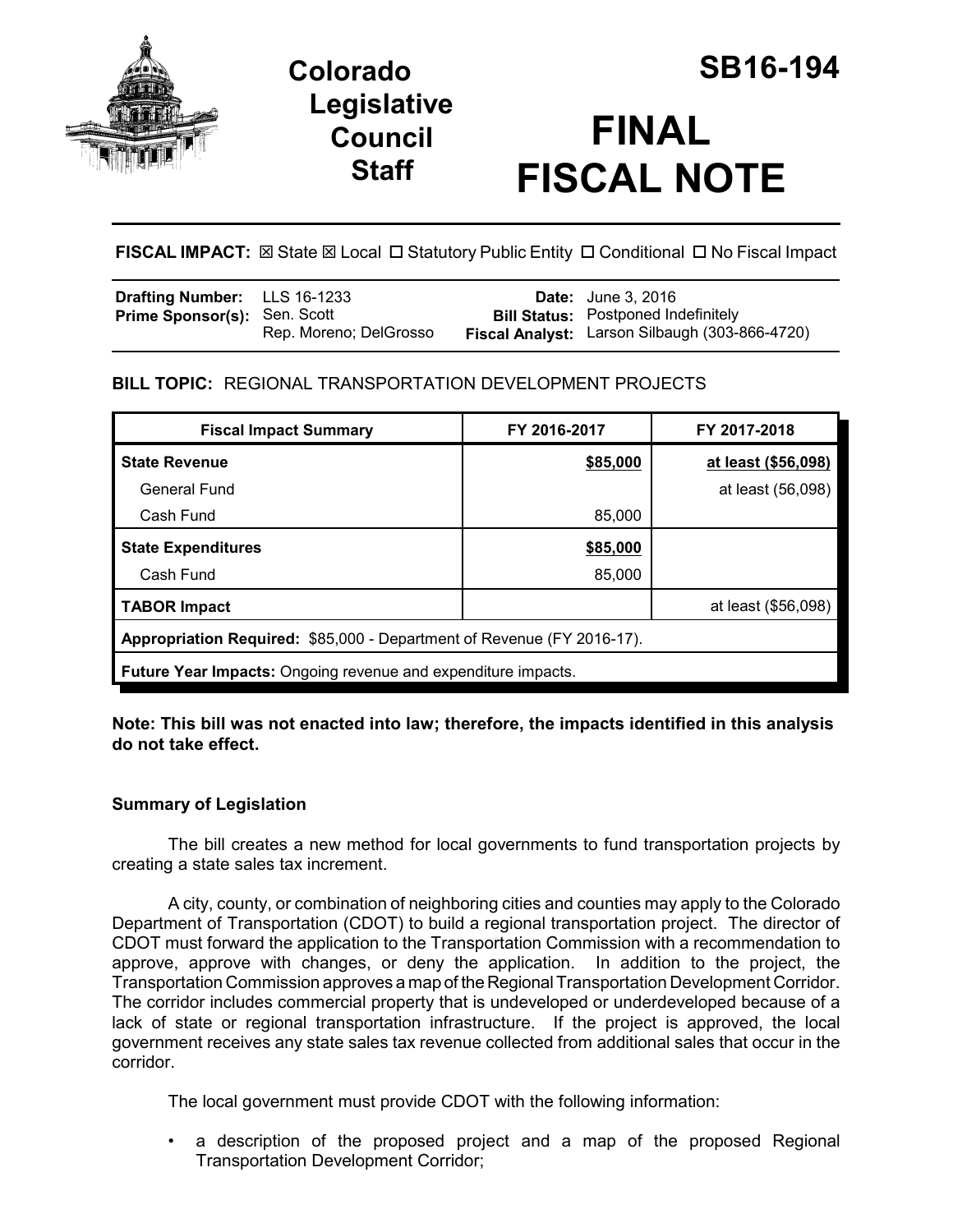# Colorado Legislative Council Staff

# SB16-194

# FINAL FISCAL NOTE

**FISCAL IMPACT:** ☒ State ☒ Local ☐ Statutory Public Entity ☐ Conditional ☐ No Fiscal Impact

| | | | |
|---|---|---|---|
| **Drafting Number:** | LLS 16-1233 | **Date:** | June 3, 2016 |
| **Prime Sponsor(s):** | Sen. Scott<br>Rep. Moreno; DelGrosso | **Bill Status:** | Postponed Indefinitely |
| | | **Fiscal Analyst:** | Larson Silbaugh (303-866-4720) |

**BILL TOPIC:** REGIONAL TRANSPORTATION DEVELOPMENT PROJECTS

| Fiscal Impact Summary | FY 2016-2017 | FY 2017-2018 |
|---|---|---|
| **State Revenue** | **$85,000** | **at least ($56,098)** |
| General Fund | | at least (56,098) |
| Cash Fund | 85,000 | |
| **State Expenditures** | **$85,000** | |
| Cash Fund | 85,000 | |
| **TABOR Impact** | | at least ($56,098) |
| **Appropriation Required:** $85,000 - Department of Revenue (FY 2016-17). | | |
| **Future Year Impacts:** Ongoing revenue and expenditure impacts. | | |

**Note: This bill was not enacted into law; therefore, the impacts identified in this analysis do not take effect.**

## Summary of Legislation

The bill creates a new method for local governments to fund transportation projects by creating a state sales tax increment.

A city, county, or combination of neighboring cities and counties may apply to the Colorado Department of Transportation (CDOT) to build a regional transportation project. The director of CDOT must forward the application to the Transportation Commission with a recommendation to approve, approve with changes, or deny the application. In addition to the project, the Transportation Commission approves a map of the Regional Transportation Development Corridor. The corridor includes commercial property that is undeveloped or underdeveloped because of a lack of state or regional transportation infrastructure. If the project is approved, the local government receives any state sales tax revenue collected from additional sales that occur in the corridor.

The local government must provide CDOT with the following information:

- a description of the proposed project and a map of the proposed Regional Transportation Development Corridor;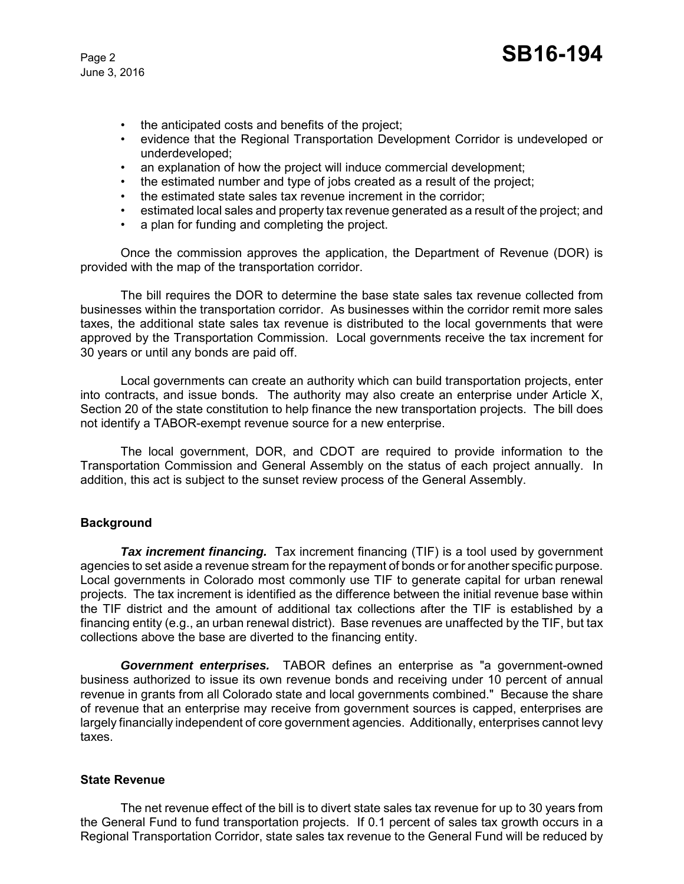- the anticipated costs and benefits of the project;
- evidence that the Regional Transportation Development Corridor is undeveloped or underdeveloped;
- an explanation of how the project will induce commercial development;
- the estimated number and type of jobs created as a result of the project;
- the estimated state sales tax revenue increment in the corridor;
- estimated local sales and property tax revenue generated as a result of the project; and
- a plan for funding and completing the project.

Once the commission approves the application, the Department of Revenue (DOR) is provided with the map of the transportation corridor.

The bill requires the DOR to determine the base state sales tax revenue collected from businesses within the transportation corridor. As businesses within the corridor remit more sales taxes, the additional state sales tax revenue is distributed to the local governments that were approved by the Transportation Commission. Local governments receive the tax increment for 30 years or until any bonds are paid off.

Local governments can create an authority which can build transportation projects, enter into contracts, and issue bonds. The authority may also create an enterprise under Article X, Section 20 of the state constitution to help finance the new transportation projects. The bill does not identify a TABOR-exempt revenue source for a new enterprise.

The local government, DOR, and CDOT are required to provide information to the Transportation Commission and General Assembly on the status of each project annually. In addition, this act is subject to the sunset review process of the General Assembly.

### Background

***Tax increment financing.*** Tax increment financing (TIF) is a tool used by government agencies to set aside a revenue stream for the repayment of bonds or for another specific purpose. Local governments in Colorado most commonly use TIF to generate capital for urban renewal projects. The tax increment is identified as the difference between the initial revenue base within the TIF district and the amount of additional tax collections after the TIF is established by a financing entity (e.g., an urban renewal district). Base revenues are unaffected by the TIF, but tax collections above the base are diverted to the financing entity.

***Government enterprises.*** TABOR defines an enterprise as "a government-owned business authorized to issue its own revenue bonds and receiving under 10 percent of annual revenue in grants from all Colorado state and local governments combined." Because the share of revenue that an enterprise may receive from government sources is capped, enterprises are largely financially independent of core government agencies. Additionally, enterprises cannot levy taxes.

### State Revenue

The net revenue effect of the bill is to divert state sales tax revenue for up to 30 years from the General Fund to fund transportation projects. If 0.1 percent of sales tax growth occurs in a Regional Transportation Corridor, state sales tax revenue to the General Fund will be reduced by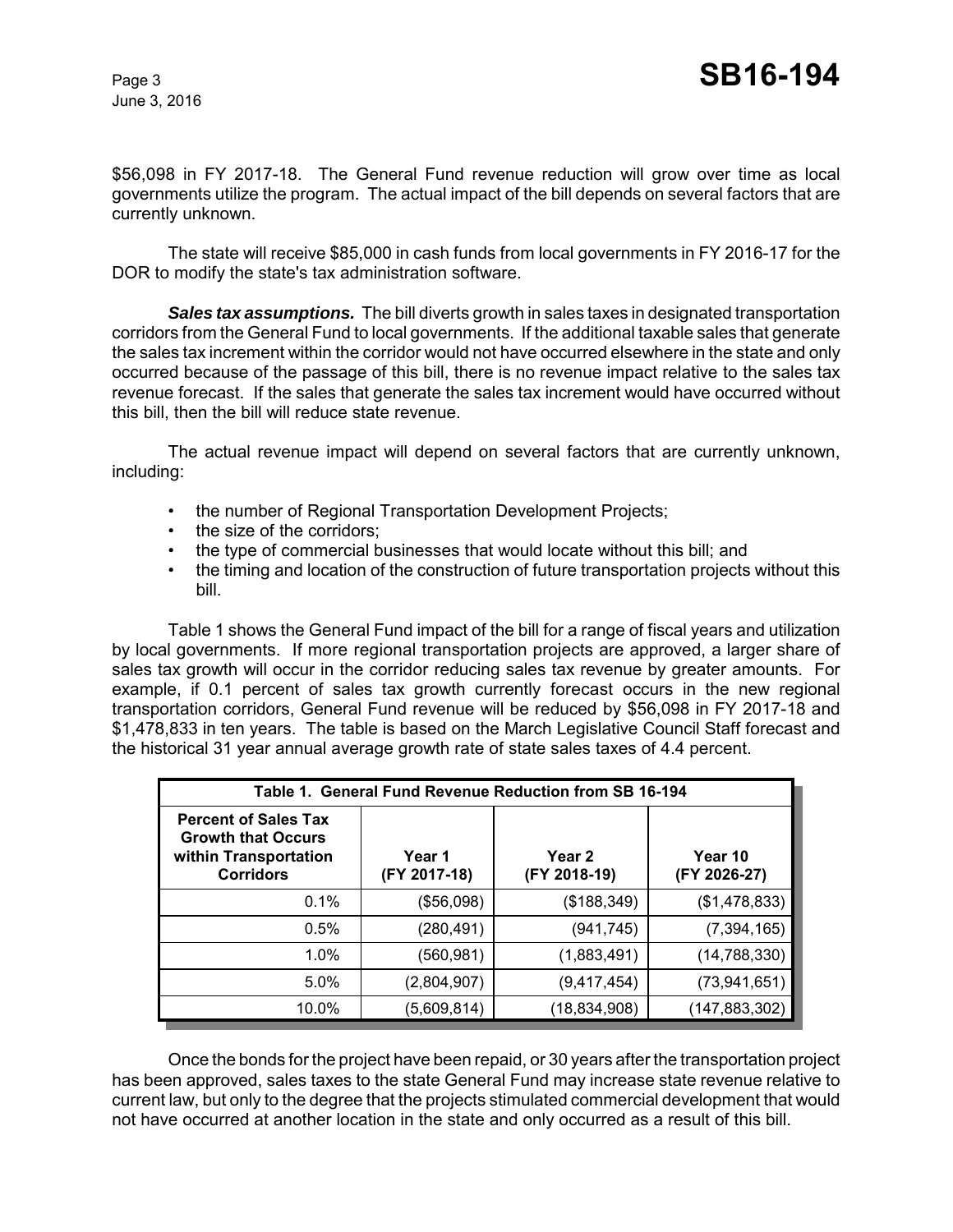$56,098 in FY 2017-18. The General Fund revenue reduction will grow over time as local governments utilize the program. The actual impact of the bill depends on several factors that are currently unknown.

The state will receive $85,000 in cash funds from local governments in FY 2016-17 for the DOR to modify the state's tax administration software.

***Sales tax assumptions.*** The bill diverts growth in sales taxes in designated transportation corridors from the General Fund to local governments. If the additional taxable sales that generate the sales tax increment within the corridor would not have occurred elsewhere in the state and only occurred because of the passage of this bill, there is no revenue impact relative to the sales tax revenue forecast. If the sales that generate the sales tax increment would have occurred without this bill, then the bill will reduce state revenue.

The actual revenue impact will depend on several factors that are currently unknown, including:

- the number of Regional Transportation Development Projects;
- the size of the corridors;
- the type of commercial businesses that would locate without this bill; and
- the timing and location of the construction of future transportation projects without this bill.

Table 1 shows the General Fund impact of the bill for a range of fiscal years and utilization by local governments. If more regional transportation projects are approved, a larger share of sales tax growth will occur in the corridor reducing sales tax revenue by greater amounts. For example, if 0.1 percent of sales tax growth currently forecast occurs in the new regional transportation corridors, General Fund revenue will be reduced by $56,098 in FY 2017-18 and $1,478,833 in ten years. The table is based on the March Legislative Council Staff forecast and the historical 31 year annual average growth rate of state sales taxes of 4.4 percent.

**Table 1. General Fund Revenue Reduction from SB 16-194**

| Percent of Sales Tax Growth that Occurs within Transportation Corridors | Year 1 (FY 2017-18) | Year 2 (FY 2018-19) | Year 10 (FY 2026-27) |
|---|---|---|---|
| 0.1% | ($56,098) | ($188,349) | ($1,478,833) |
| 0.5% | (280,491) | (941,745) | (7,394,165) |
| 1.0% | (560,981) | (1,883,491) | (14,788,330) |
| 5.0% | (2,804,907) | (9,417,454) | (73,941,651) |
| 10.0% | (5,609,814) | (18,834,908) | (147,883,302) |

Once the bonds for the project have been repaid, or 30 years after the transportation project has been approved, sales taxes to the state General Fund may increase state revenue relative to current law, but only to the degree that the projects stimulated commercial development that would not have occurred at another location in the state and only occurred as a result of this bill.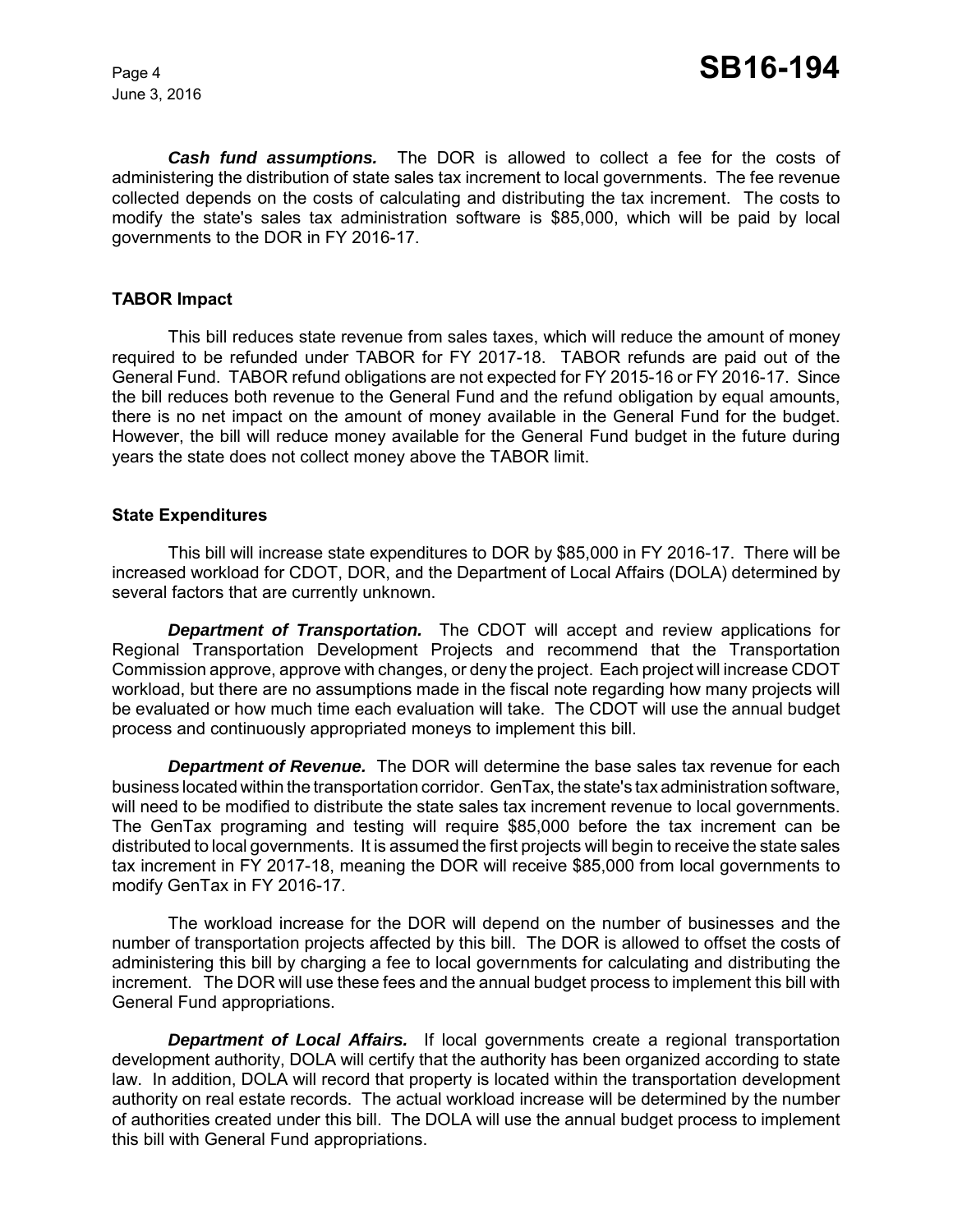***Cash fund assumptions.*** The DOR is allowed to collect a fee for the costs of administering the distribution of state sales tax increment to local governments. The fee revenue collected depends on the costs of calculating and distributing the tax increment. The costs to modify the state's sales tax administration software is $85,000, which will be paid by local governments to the DOR in FY 2016-17.

### TABOR Impact

This bill reduces state revenue from sales taxes, which will reduce the amount of money required to be refunded under TABOR for FY 2017-18. TABOR refunds are paid out of the General Fund. TABOR refund obligations are not expected for FY 2015-16 or FY 2016-17. Since the bill reduces both revenue to the General Fund and the refund obligation by equal amounts, there is no net impact on the amount of money available in the General Fund for the budget. However, the bill will reduce money available for the General Fund budget in the future during years the state does not collect money above the TABOR limit.

### State Expenditures

This bill will increase state expenditures to DOR by $85,000 in FY 2016-17. There will be increased workload for CDOT, DOR, and the Department of Local Affairs (DOLA) determined by several factors that are currently unknown.

***Department of Transportation.*** The CDOT will accept and review applications for Regional Transportation Development Projects and recommend that the Transportation Commission approve, approve with changes, or deny the project. Each project will increase CDOT workload, but there are no assumptions made in the fiscal note regarding how many projects will be evaluated or how much time each evaluation will take. The CDOT will use the annual budget process and continuously appropriated moneys to implement this bill.

***Department of Revenue.*** The DOR will determine the base sales tax revenue for each business located within the transportation corridor. GenTax, the state's tax administration software, will need to be modified to distribute the state sales tax increment revenue to local governments. The GenTax programing and testing will require $85,000 before the tax increment can be distributed to local governments. It is assumed the first projects will begin to receive the state sales tax increment in FY 2017-18, meaning the DOR will receive $85,000 from local governments to modify GenTax in FY 2016-17.

The workload increase for the DOR will depend on the number of businesses and the number of transportation projects affected by this bill. The DOR is allowed to offset the costs of administering this bill by charging a fee to local governments for calculating and distributing the increment. The DOR will use these fees and the annual budget process to implement this bill with General Fund appropriations.

***Department of Local Affairs.*** If local governments create a regional transportation development authority, DOLA will certify that the authority has been organized according to state law. In addition, DOLA will record that property is located within the transportation development authority on real estate records. The actual workload increase will be determined by the number of authorities created under this bill. The DOLA will use the annual budget process to implement this bill with General Fund appropriations.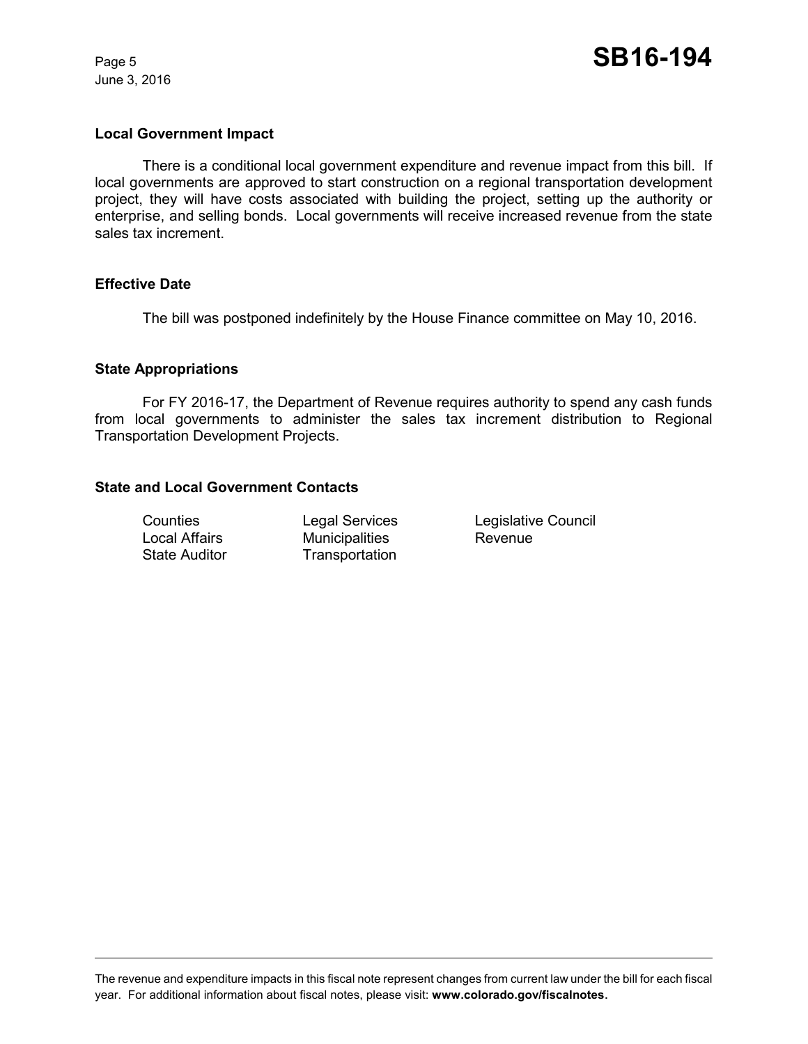### Local Government Impact

There is a conditional local government expenditure and revenue impact from this bill. If local governments are approved to start construction on a regional transportation development project, they will have costs associated with building the project, setting up the authority or enterprise, and selling bonds. Local governments will receive increased revenue from the state sales tax increment.

### Effective Date

The bill was postponed indefinitely by the House Finance committee on May 10, 2016.

### State Appropriations

For FY 2016-17, the Department of Revenue requires authority to spend any cash funds from local governments to administer the sales tax increment distribution to Regional Transportation Development Projects.

### State and Local Government Contacts

| | | |
|---|---|---|
| Counties | Legal Services | Legislative Council |
| Local Affairs | Municipalities | Revenue |
| State Auditor | Transportation | |

The revenue and expenditure impacts in this fiscal note represent changes from current law under the bill for each fiscal year. For additional information about fiscal notes, please visit: **www.colorado.gov/fiscalnotes.**